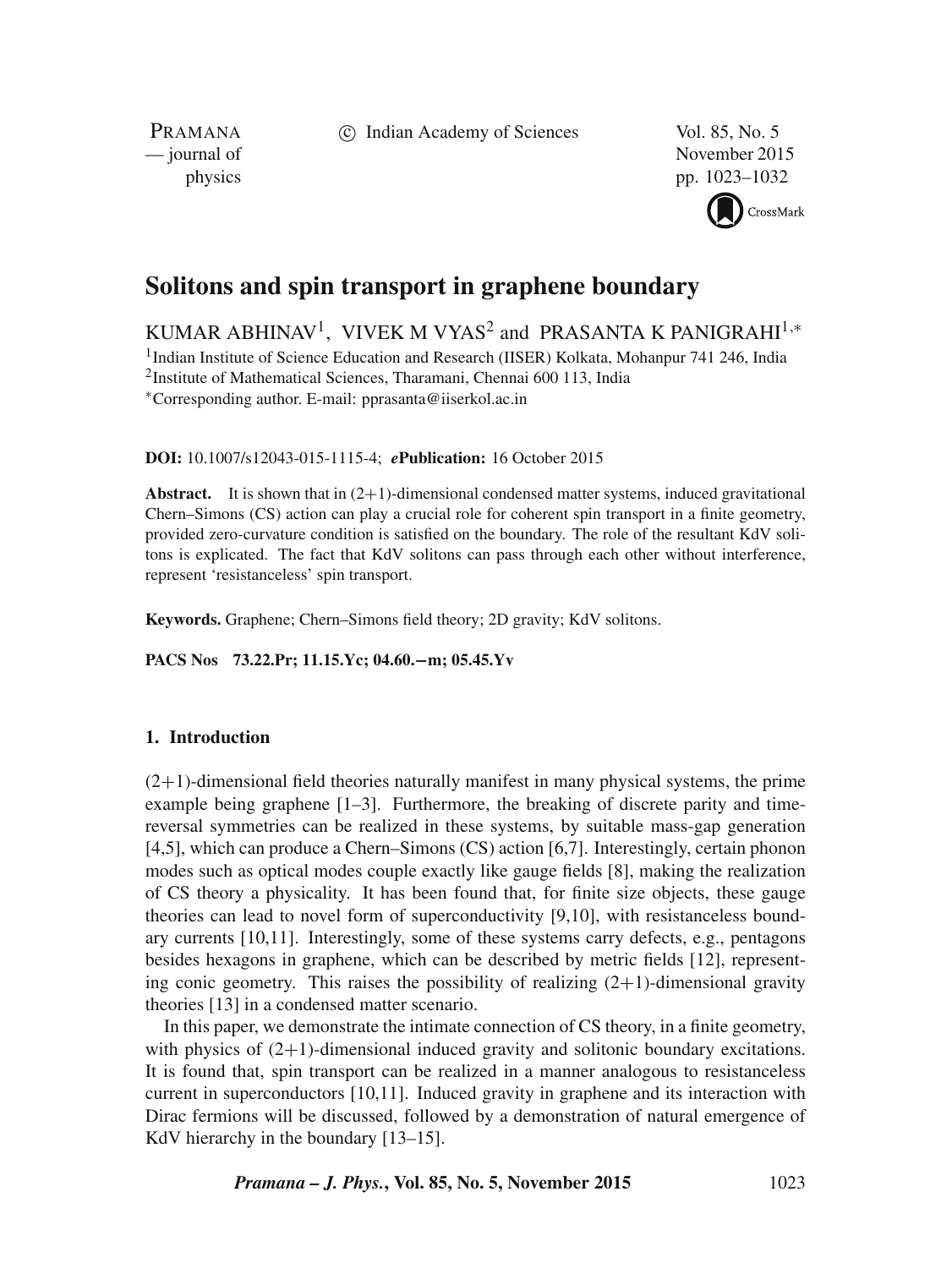# Solitons and spin transport in graphene boundary

KUMAR ABHINAV[1], VIVEK M VYAS[2] and PRASANTA K PANIGRAHI[1,*]

[1]Indian Institute of Science Education and Research (IISER) Kolkata, Mohanpur 741 246, India
[2]Institute of Mathematical Sciences, Tharamani, Chennai 600 113, India
[*]Corresponding author. E-mail: pprasanta@iiserkol.ac.in

**DOI:** 10.1007/s12043-015-1115-4; ***e*Publication:** 16 October 2015

**Abstract.** It is shown that in (2+1)-dimensional condensed matter systems, induced gravitational Chern–Simons (CS) action can play a crucial role for coherent spin transport in a finite geometry, provided zero-curvature condition is satisfied on the boundary. The role of the resultant KdV solitons is explicated. The fact that KdV solitons can pass through each other without interference, represent 'resistanceless' spin transport.

**Keywords.** Graphene; Chern–Simons field theory; 2D gravity; KdV solitons.

**PACS Nos** 73.22.Pr; 11.15.Yc; 04.60.−m; 05.45.Yv

## 1. Introduction

(2+1)-dimensional field theories naturally manifest in many physical systems, the prime example being graphene [1–3]. Furthermore, the breaking of discrete parity and time-reversal symmetries can be realized in these systems, by suitable mass-gap generation [4,5], which can produce a Chern–Simons (CS) action [6,7]. Interestingly, certain phonon modes such as optical modes couple exactly like gauge fields [8], making the realization of CS theory a physicality. It has been found that, for finite size objects, these gauge theories can lead to novel form of superconductivity [9,10], with resistanceless boundary currents [10,11]. Interestingly, some of these systems carry defects, e.g., pentagons besides hexagons in graphene, which can be described by metric fields [12], representing conic geometry. This raises the possibility of realizing (2+1)-dimensional gravity theories [13] in a condensed matter scenario.

In this paper, we demonstrate the intimate connection of CS theory, in a finite geometry, with physics of (2+1)-dimensional induced gravity and solitonic boundary excitations. It is found that, spin transport can be realized in a manner analogous to resistanceless current in superconductors [10,11]. Induced gravity in graphene and its interaction with Dirac fermions will be discussed, followed by a demonstration of natural emergence of KdV hierarchy in the boundary [13–15].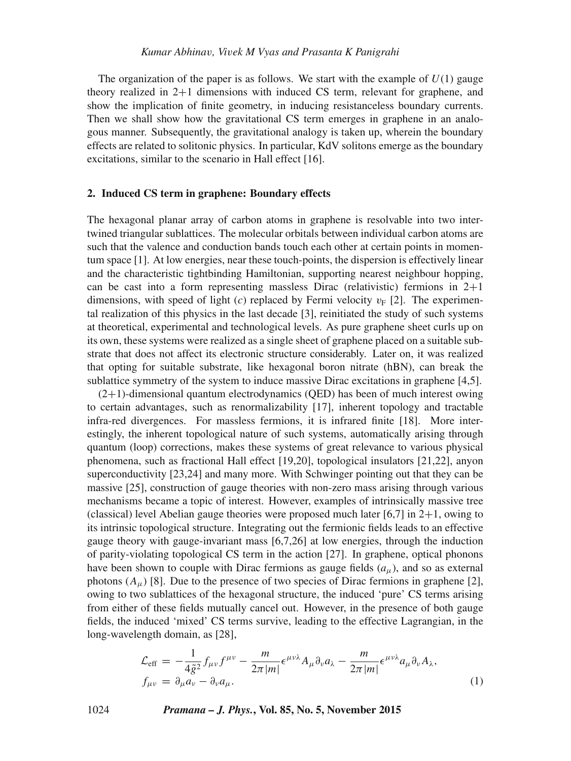The organization of the paper is as follows. We start with the example of $U(1)$ gauge theory realized in 2+1 dimensions with induced CS term, relevant for graphene, and show the implication of finite geometry, in inducing resistanceless boundary currents. Then we shall show how the gravitational CS term emerges in graphene in an analogous manner. Subsequently, the gravitational analogy is taken up, wherein the boundary effects are related to solitonic physics. In particular, KdV solitons emerge as the boundary excitations, similar to the scenario in Hall effect [16].

## 2. Induced CS term in graphene: Boundary effects

The hexagonal planar array of carbon atoms in graphene is resolvable into two intertwined triangular sublattices. The molecular orbitals between individual carbon atoms are such that the valence and conduction bands touch each other at certain points in momentum space [1]. At low energies, near these touch-points, the dispersion is effectively linear and the characteristic tightbinding Hamiltonian, supporting nearest neighbour hopping, can be cast into a form representing massless Dirac (relativistic) fermions in 2+1 dimensions, with speed of light ($c$) replaced by Fermi velocity $v_{\mathrm{F}}$ [2]. The experimental realization of this physics in the last decade [3], reinitiated the study of such systems at theoretical, experimental and technological levels. As pure graphene sheet curls up on its own, these systems were realized as a single sheet of graphene placed on a suitable substrate that does not affect its electronic structure considerably. Later on, it was realized that opting for suitable substrate, like hexagonal boron nitrate (hBN), can break the sublattice symmetry of the system to induce massive Dirac excitations in graphene [4,5].

(2+1)-dimensional quantum electrodynamics (QED) has been of much interest owing to certain advantages, such as renormalizability [17], inherent topology and tractable infra-red divergences. For massless fermions, it is infrared finite [18]. More interestingly, the inherent topological nature of such systems, automatically arising through quantum (loop) corrections, makes these systems of great relevance to various physical phenomena, such as fractional Hall effect [19,20], topological insulators [21,22], anyon superconductivity [23,24] and many more. With Schwinger pointing out that they can be massive [25], construction of gauge theories with non-zero mass arising through various mechanisms became a topic of interest. However, examples of intrinsically massive tree (classical) level Abelian gauge theories were proposed much later [6,7] in 2+1, owing to its intrinsic topological structure. Integrating out the fermionic fields leads to an effective gauge theory with gauge-invariant mass [6,7,26] at low energies, through the induction of parity-violating topological CS term in the action [27]. In graphene, optical phonons have been shown to couple with Dirac fermions as gauge fields ($a_\mu$), and so as external photons ($A_\mu$) [8]. Due to the presence of two species of Dirac fermions in graphene [2], owing to two sublattices of the hexagonal structure, the induced 'pure' CS terms arising from either of these fields mutually cancel out. However, in the presence of both gauge fields, the induced 'mixed' CS terms survive, leading to the effective Lagrangian, in the long-wavelength domain, as [28],

$$
\begin{aligned}
\mathcal{L}_{\mathrm{eff}} &= -\frac{1}{4\tilde{g}^2} f_{\mu\nu} f^{\mu\nu} - \frac{m}{2\pi|m|}\epsilon^{\mu\nu\lambda} A_\mu \partial_\nu a_\lambda - \frac{m}{2\pi|m|}\epsilon^{\mu\nu\lambda} a_\mu \partial_\nu A_\lambda, \\
f_{\mu\nu} &= \partial_\mu a_\nu - \partial_\nu a_\mu.
\end{aligned} \tag{1}
$$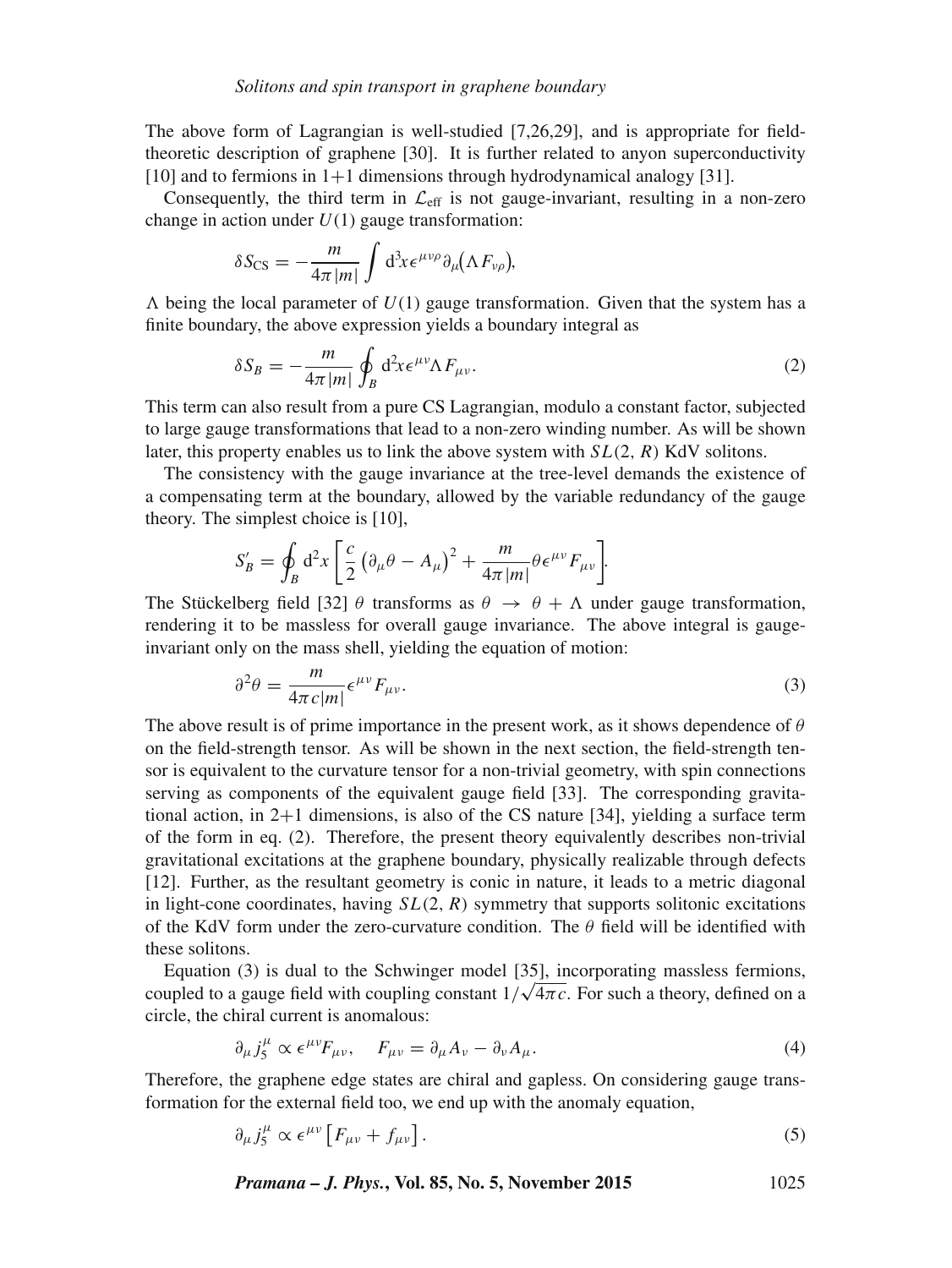The above form of Lagrangian is well-studied [7,26,29], and is appropriate for field-theoretic description of graphene [30]. It is further related to anyon superconductivity [10] and to fermions in 1+1 dimensions through hydrodynamical analogy [31].

Consequently, the third term in $\mathcal{L}_{\text{eff}}$ is not gauge-invariant, resulting in a non-zero change in action under $U(1)$ gauge transformation:

$$\delta S_{\text{CS}} = -\frac{m}{4\pi |m|} \int \mathrm{d}^3x \epsilon^{\mu\nu\rho} \partial_\mu \big(\Lambda F_{\nu\rho}\big),$$

$\Lambda$ being the local parameter of $U(1)$ gauge transformation. Given that the system has a finite boundary, the above expression yields a boundary integral as

$$\delta S_B = -\frac{m}{4\pi |m|} \oint_B \mathrm{d}^2x \epsilon^{\mu\nu} \Lambda F_{\mu\nu}. \tag{2}$$

This term can also result from a pure CS Lagrangian, modulo a constant factor, subjected to large gauge transformations that lead to a non-zero winding number. As will be shown later, this property enables us to link the above system with $SL(2, R)$ KdV solitons.

The consistency with the gauge invariance at the tree-level demands the existence of a compensating term at the boundary, allowed by the variable redundancy of the gauge theory. The simplest choice is [10],

$$S'_B = \oint_B \mathrm{d}^2x \left[ \frac{c}{2} \left(\partial_\mu \theta - A_\mu\right)^2 + \frac{m}{4\pi |m|} \theta \epsilon^{\mu\nu} F_{\mu\nu} \right].$$

The Stückelberg field [32] $\theta$ transforms as $\theta \rightarrow \theta + \Lambda$ under gauge transformation, rendering it to be massless for overall gauge invariance. The above integral is gauge-invariant only on the mass shell, yielding the equation of motion:

$$\partial^2 \theta = \frac{m}{4\pi c |m|} \epsilon^{\mu\nu} F_{\mu\nu}. \tag{3}$$

The above result is of prime importance in the present work, as it shows dependence of $\theta$ on the field-strength tensor. As will be shown in the next section, the field-strength tensor is equivalent to the curvature tensor for a non-trivial geometry, with spin connections serving as components of the equivalent gauge field [33]. The corresponding gravitational action, in 2+1 dimensions, is also of the CS nature [34], yielding a surface term of the form in eq. (2). Therefore, the present theory equivalently describes non-trivial gravitational excitations at the graphene boundary, physically realizable through defects [12]. Further, as the resultant geometry is conic in nature, it leads to a metric diagonal in light-cone coordinates, having $SL(2, R)$ symmetry that supports solitonic excitations of the KdV form under the zero-curvature condition. The $\theta$ field will be identified with these solitons.

Equation (3) is dual to the Schwinger model [35], incorporating massless fermions, coupled to a gauge field with coupling constant $1/\sqrt{4\pi c}$. For such a theory, defined on a circle, the chiral current is anomalous:

$$\partial_\mu j_5^\mu \propto \epsilon^{\mu\nu} F_{\mu\nu}, \quad F_{\mu\nu} = \partial_\mu A_\nu - \partial_\nu A_\mu. \tag{4}$$

Therefore, the graphene edge states are chiral and gapless. On considering gauge transformation for the external field too, we end up with the anomaly equation,

$$\partial_\mu j_5^\mu \propto \epsilon^{\mu\nu} \left[ F_{\mu\nu} + f_{\mu\nu} \right]. \tag{5}$$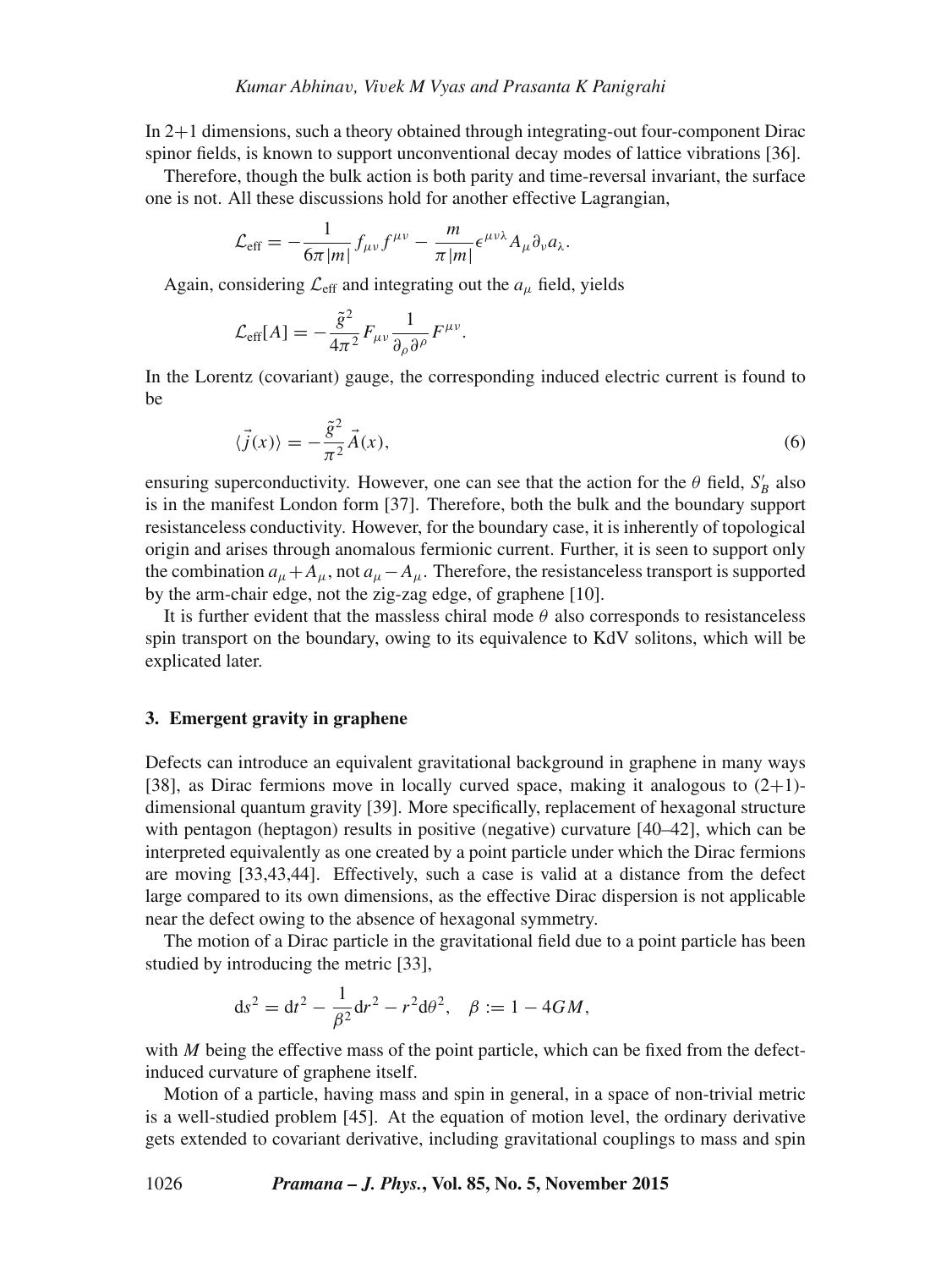In 2+1 dimensions, such a theory obtained through integrating-out four-component Dirac spinor fields, is known to support unconventional decay modes of lattice vibrations [36].

Therefore, though the bulk action is both parity and time-reversal invariant, the surface one is not. All these discussions hold for another effective Lagrangian,

$$\mathcal{L}_{\text{eff}} = -\frac{1}{6\pi|m|} f_{\mu\nu} f^{\mu\nu} - \frac{m}{\pi|m|} \epsilon^{\mu\nu\lambda} A_\mu \partial_\nu a_\lambda.$$

Again, considering $\mathcal{L}_{\text{eff}}$ and integrating out the $a_\mu$ field, yields

$$\mathcal{L}_{\text{eff}}[A] = -\frac{\tilde{g}^2}{4\pi^2} F_{\mu\nu} \frac{1}{\partial_\rho \partial^\rho} F^{\mu\nu}.$$

In the Lorentz (covariant) gauge, the corresponding induced electric current is found to be

$$\langle \vec{j}(x) \rangle = -\frac{\tilde{g}^2}{\pi^2} \vec{A}(x), \tag{6}$$

ensuring superconductivity. However, one can see that the action for the $\theta$ field, $S'_B$ also is in the manifest London form [37]. Therefore, both the bulk and the boundary support resistanceless conductivity. However, for the boundary case, it is inherently of topological origin and arises through anomalous fermionic current. Further, it is seen to support only the combination $a_\mu + A_\mu$, not $a_\mu - A_\mu$. Therefore, the resistanceless transport is supported by the arm-chair edge, not the zig-zag edge, of graphene [10].

It is further evident that the massless chiral mode $\theta$ also corresponds to resistanceless spin transport on the boundary, owing to its equivalence to KdV solitons, which will be explicated later.

## 3. Emergent gravity in graphene

Defects can introduce an equivalent gravitational background in graphene in many ways [38], as Dirac fermions move in locally curved space, making it analogous to (2+1)-dimensional quantum gravity [39]. More specifically, replacement of hexagonal structure with pentagon (heptagon) results in positive (negative) curvature [40–42], which can be interpreted equivalently as one created by a point particle under which the Dirac fermions are moving [33,43,44]. Effectively, such a case is valid at a distance from the defect large compared to its own dimensions, as the effective Dirac dispersion is not applicable near the defect owing to the absence of hexagonal symmetry.

The motion of a Dirac particle in the gravitational field due to a point particle has been studied by introducing the metric [33],

$$\mathrm{d}s^2 = \mathrm{d}t^2 - \frac{1}{\beta^2}\mathrm{d}r^2 - r^2 \mathrm{d}\theta^2, \quad \beta := 1 - 4GM,$$

with $M$ being the effective mass of the point particle, which can be fixed from the defect-induced curvature of graphene itself.

Motion of a particle, having mass and spin in general, in a space of non-trivial metric is a well-studied problem [45]. At the equation of motion level, the ordinary derivative gets extended to covariant derivative, including gravitational couplings to mass and spin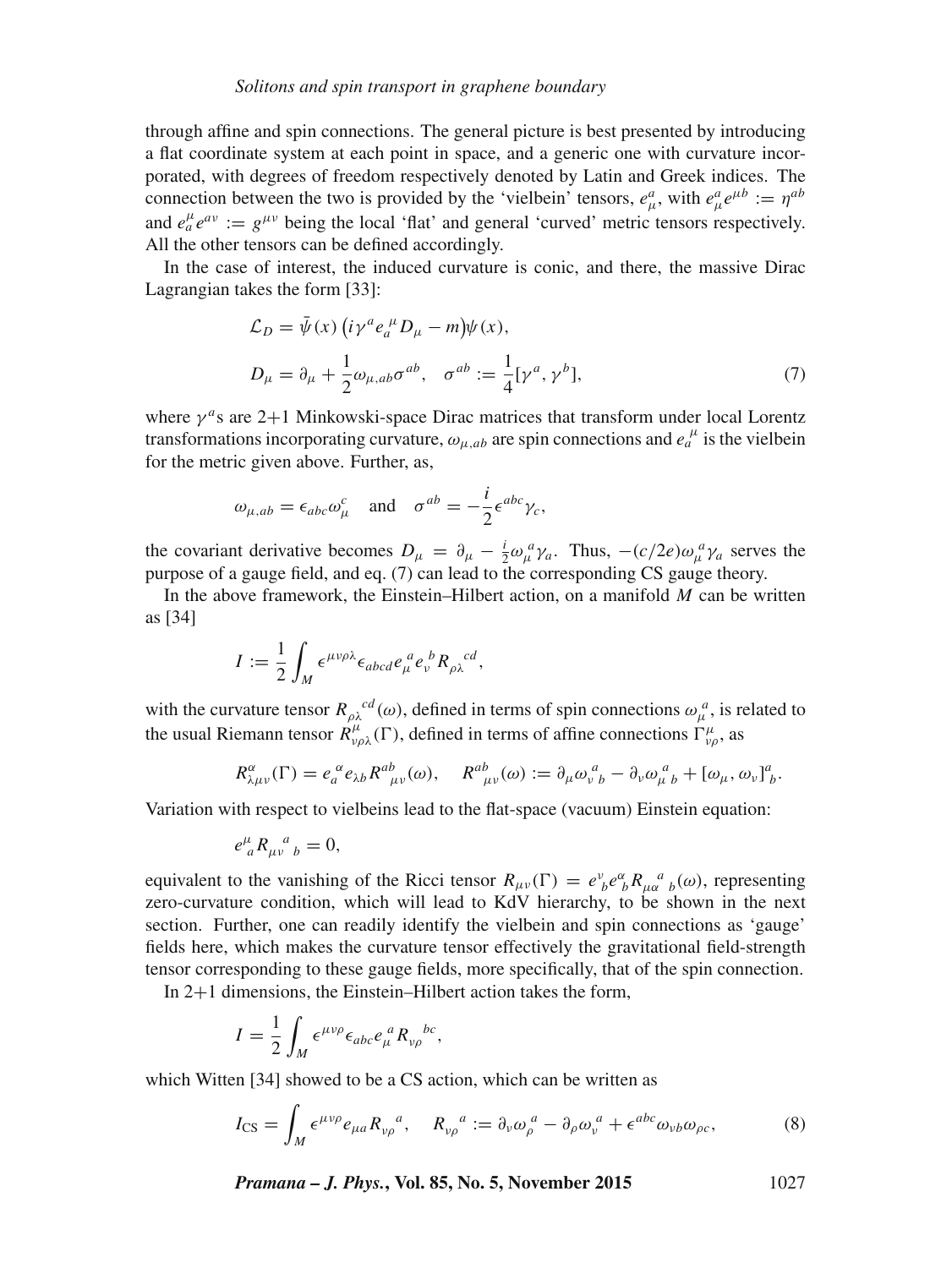through affine and spin connections. The general picture is best presented by introducing a flat coordinate system at each point in space, and a generic one with curvature incorporated, with degrees of freedom respectively denoted by Latin and Greek indices. The connection between the two is provided by the 'vielbein' tensors, $e^a_\mu$, with $e^a_\mu e^{\mu b} := \eta^{ab}$ and $e^\mu_a e^{a\nu} := g^{\mu\nu}$ being the local 'flat' and general 'curved' metric tensors respectively. All the other tensors can be defined accordingly.

In the case of interest, the induced curvature is conic, and there, the massive Dirac Lagrangian takes the form [33]:

$$\mathcal{L}_D = \bar{\psi}(x)\left(i\gamma^a e_a^{\ \mu} D_\mu - m\right)\psi(x),$$
$$D_\mu = \partial_\mu + \frac{1}{2}\omega_{\mu,ab}\sigma^{ab}, \quad \sigma^{ab} := \frac{1}{4}[\gamma^a, \gamma^b], \tag{7}$$

where $\gamma^a$s are 2+1 Minkowski-space Dirac matrices that transform under local Lorentz transformations incorporating curvature, $\omega_{\mu,ab}$ are spin connections and $e_a^{\ \mu}$ is the vielbein for the metric given above. Further, as,

$$\omega_{\mu,ab} = \epsilon_{abc}\omega^c_\mu \quad \text{and} \quad \sigma^{ab} = -\frac{i}{2}\epsilon^{abc}\gamma_c,$$

the covariant derivative becomes $D_\mu = \partial_\mu - \frac{i}{2}\omega_\mu^{\ a}\gamma_a$. Thus, $-(c/2e)\omega_\mu^{\ a}\gamma_a$ serves the purpose of a gauge field, and eq. (7) can lead to the corresponding CS gauge theory.

In the above framework, the Einstein–Hilbert action, on a manifold $M$ can be written as [34]

$$I := \frac{1}{2}\int_M \epsilon^{\mu\nu\rho\lambda}\epsilon_{abcd}e_\mu^{\ a}e_\nu^{\ b}R_{\rho\lambda}^{\ \ \ cd},$$

with the curvature tensor $R_{\rho\lambda}^{\ \ \ cd}(\omega)$, defined in terms of spin connections $\omega_\mu^{\ a}$, is related to the usual Riemann tensor $R^\mu_{\nu\rho\lambda}(\Gamma)$, defined in terms of affine connections $\Gamma^\mu_{\nu\rho}$, as

$$R^\alpha_{\lambda\mu\nu}(\Gamma) = e_a^{\ \alpha}e_{\lambda b}R^{ab}_{\ \ \mu\nu}(\omega), \quad R^{ab}_{\ \ \mu\nu}(\omega) := \partial_\mu\omega_\nu^{\ a}{}_b - \partial_\nu\omega_\mu^{\ a}{}_b + [\omega_\mu, \omega_\nu]^a_{\ b}.$$

Variation with respect to vielbeins lead to the flat-space (vacuum) Einstein equation:

$$e^\mu_{\ a}R_{\mu\nu}{}^a{}_b = 0,$$

equivalent to the vanishing of the Ricci tensor $R_{\mu\nu}(\Gamma) = e^\nu_{\ b}e^\alpha_{\ b}R_{\mu\alpha}{}^a{}_b(\omega)$, representing zero-curvature condition, which will lead to KdV hierarchy, to be shown in the next section. Further, one can readily identify the vielbein and spin connections as 'gauge' fields here, which makes the curvature tensor effectively the gravitational field-strength tensor corresponding to these gauge fields, more specifically, that of the spin connection.

In 2+1 dimensions, the Einstein–Hilbert action takes the form,

$$I = \frac{1}{2}\int_M \epsilon^{\mu\nu\rho}\epsilon_{abc}e_\mu^{\ a}R_{\nu\rho}^{\ \ \ bc},$$

which Witten [34] showed to be a CS action, which can be written as

$$I_{\text{CS}} = \int_M \epsilon^{\mu\nu\rho}e_{\mu a}R_{\nu\rho}^{\ \ \ a}, \quad R_{\nu\rho}^{\ \ \ a} := \partial_\nu\omega_\rho^{\ a} - \partial_\rho\omega_\nu^{\ a} + \epsilon^{abc}\omega_{\nu b}\omega_{\rho c}, \tag{8}$$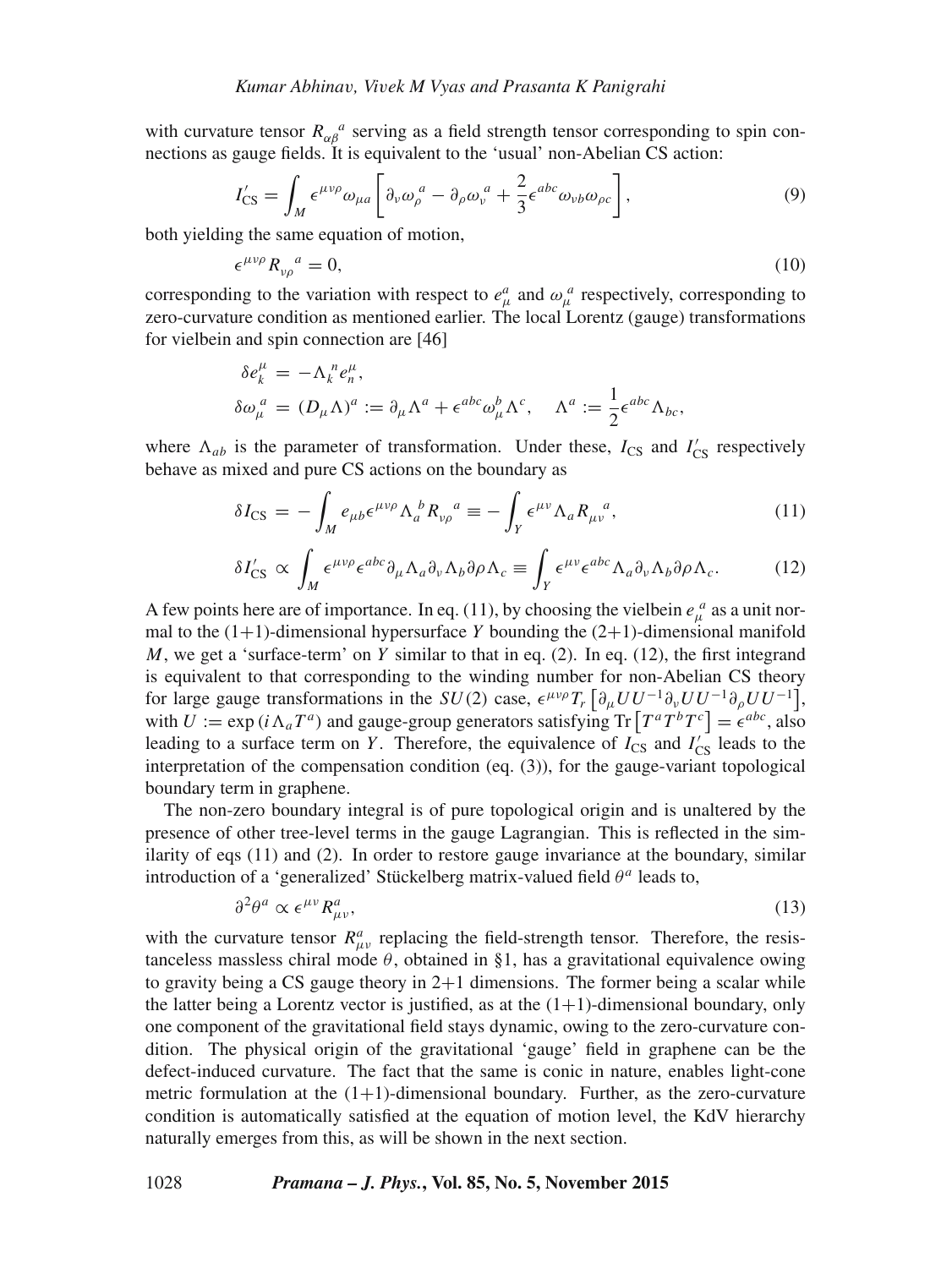with curvature tensor $R_{\alpha\beta}{}^{a}$ serving as a field strength tensor corresponding to spin connections as gauge fields. It is equivalent to the 'usual' non-Abelian CS action:

$$I'_{\text{CS}} = \int_M \epsilon^{\mu\nu\rho}\omega_{\mu a}\left[\partial_\nu \omega_\rho{}^a - \partial_\rho \omega_\nu{}^a + \frac{2}{3}\epsilon^{abc}\omega_{\nu b}\omega_{\rho c}\right], \tag{9}$$

both yielding the same equation of motion,

$$\epsilon^{\mu\nu\rho} R_{\nu\rho}{}^{a} = 0, \tag{10}$$

corresponding to the variation with respect to $e^a_\mu$ and $\omega_\mu^{\ a}$ respectively, corresponding to zero-curvature condition as mentioned earlier. The local Lorentz (gauge) transformations for vielbein and spin connection are [46]

$$\begin{aligned}
\delta e_k^\mu &= -\Lambda_k{}^n e_n^\mu, \\
\delta \omega_\mu^{\ a} &= (D_\mu \Lambda)^a := \partial_\mu \Lambda^a + \epsilon^{abc}\omega_\mu^b \Lambda^c, \quad \Lambda^a := \frac{1}{2}\epsilon^{abc}\Lambda_{bc},
\end{aligned}$$

where $\Lambda_{ab}$ is the parameter of transformation. Under these, $I_{\text{CS}}$ and $I'_{\text{CS}}$ respectively behave as mixed and pure CS actions on the boundary as

$$\delta I_{\text{CS}} = -\int_M e_{\mu b}\epsilon^{\mu\nu\rho}\Lambda_a{}^b R_{\nu\rho}{}^a \equiv -\int_Y \epsilon^{\mu\nu}\Lambda_a R_{\mu\nu}{}^a, \tag{11}$$

$$\delta I'_{\text{CS}} \propto \int_M \epsilon^{\mu\nu\rho}\epsilon^{abc}\partial_\mu \Lambda_a \partial_\nu \Lambda_b \partial\rho \Lambda_c \equiv \int_Y \epsilon^{\mu\nu}\epsilon^{abc}\Lambda_a \partial_\nu \Lambda_b \partial\rho \Lambda_c. \tag{12}$$

A few points here are of importance. In eq. (11), by choosing the vielbein $e_\mu^{\ a}$ as a unit normal to the (1+1)-dimensional hypersurface $Y$ bounding the (2+1)-dimensional manifold $M$, we get a 'surface-term' on $Y$ similar to that in eq. (2). In eq. (12), the first integrand is equivalent to that corresponding to the winding number for non-Abelian CS theory for large gauge transformations in the $SU(2)$ case, $\epsilon^{\mu\nu\rho}T_r\left[\partial_\mu UU^{-1}\partial_\nu UU^{-1}\partial_\rho UU^{-1}\right]$, with $U := \exp(i\Lambda_a T^a)$ and gauge-group generators satisfying $\text{Tr}\left[T^a T^b T^c\right] = \epsilon^{abc}$, also leading to a surface term on $Y$. Therefore, the equivalence of $I_{\text{CS}}$ and $I'_{\text{CS}}$ leads to the interpretation of the compensation condition (eq. (3)), for the gauge-variant topological boundary term in graphene.

The non-zero boundary integral is of pure topological origin and is unaltered by the presence of other tree-level terms in the gauge Lagrangian. This is reflected in the similarity of eqs (11) and (2). In order to restore gauge invariance at the boundary, similar introduction of a 'generalized' Stückelberg matrix-valued field $\theta^a$ leads to,

$$\partial^2\theta^a \propto \epsilon^{\mu\nu}R^a_{\mu\nu}, \tag{13}$$

with the curvature tensor $R^a_{\mu\nu}$ replacing the field-strength tensor. Therefore, the resistanceless massless chiral mode $\theta$, obtained in §1, has a gravitational equivalence owing to gravity being a CS gauge theory in 2+1 dimensions. The former being a scalar while the latter being a Lorentz vector is justified, as at the (1+1)-dimensional boundary, only one component of the gravitational field stays dynamic, owing to the zero-curvature condition. The physical origin of the gravitational 'gauge' field in graphene can be the defect-induced curvature. The fact that the same is conic in nature, enables light-cone metric formulation at the (1+1)-dimensional boundary. Further, as the zero-curvature condition is automatically satisfied at the equation of motion level, the KdV hierarchy naturally emerges from this, as will be shown in the next section.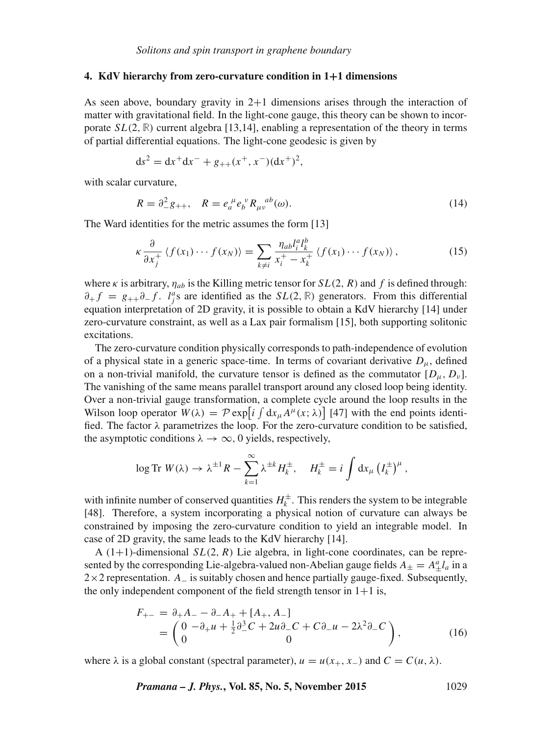## 4. KdV hierarchy from zero-curvature condition in 1+1 dimensions

As seen above, boundary gravity in 2+1 dimensions arises through the interaction of matter with gravitational field. In the light-cone gauge, this theory can be shown to incorporate $SL(2,\mathbb{R})$ current algebra [13,14], enabling a representation of the theory in terms of partial differential equations. The light-cone geodesic is given by

$$\mathrm{d}s^2 = \mathrm{d}x^+\mathrm{d}x^- + g_{++}(x^+, x^-)(\mathrm{d}x^+)^2,$$

with scalar curvature,

$$R = \partial_-^2 g_{++}, \quad R = e_a^{\ \mu} e_b^{\ \nu} R_{\mu\nu}^{\ \ \ ab}(\omega). \tag{14}$$

The Ward identities for the metric assumes the form [13]

$$\kappa \frac{\partial}{\partial x_j^+} \langle f(x_1) \cdots f(x_N) \rangle = \sum_{k \neq i} \frac{\eta_{ab} l_i^a l_k^b}{x_i^+ - x_k^+} \langle f(x_1) \cdots f(x_N) \rangle, \tag{15}$$

where $\kappa$ is arbitrary, $\eta_{ab}$ is the Killing metric tensor for $SL(2,R)$ and $f$ is defined through: $\partial_+ f = g_{++}\partial_- f$. $l_j^a$s are identified as the $SL(2,\mathbb{R})$ generators. From this differential equation interpretation of 2D gravity, it is possible to obtain a KdV hierarchy [14] under zero-curvature constraint, as well as a Lax pair formalism [15], both supporting solitonic excitations.

The zero-curvature condition physically corresponds to path-independence of evolution of a physical state in a generic space-time. In terms of covariant derivative $D_\mu$, defined on a non-trivial manifold, the curvature tensor is defined as the commutator $[D_\mu, D_\nu]$. The vanishing of the same means parallel transport around any closed loop being identity. Over a non-trivial gauge transformation, a complete cycle around the loop results in the Wilson loop operator $W(\lambda) = \mathcal{P}\exp\left[i\int \mathrm{d}x_\mu A^\mu(x;\lambda)\right]$ [47] with the end points identified. The factor $\lambda$ parametrizes the loop. For the zero-curvature condition to be satisfied, the asymptotic conditions $\lambda \to \infty, 0$ yields, respectively,

$$\log \mathrm{Tr}\, W(\lambda) \to \lambda^{\pm 1} R - \sum_{k=1}^{\infty} \lambda^{\pm k} H_k^{\pm}, \quad H_k^{\pm} = i\int \mathrm{d}x_\mu \left(I_k^{\pm}\right)^\mu,$$

with infinite number of conserved quantities $H_k^{\pm}$. This renders the system to be integrable [48]. Therefore, a system incorporating a physical notion of curvature can always be constrained by imposing the zero-curvature condition to yield an integrable model. In case of 2D gravity, the same leads to the KdV hierarchy [14].

A (1+1)-dimensional $SL(2,R)$ Lie algebra, in light-cone coordinates, can be represented by the corresponding Lie-algebra-valued non-Abelian gauge fields $A_\pm = A_\pm^a l_a$ in a $2\times 2$ representation. $A_-$ is suitably chosen and hence partially gauge-fixed. Subsequently, the only independent component of the field strength tensor in 1+1 is,

$$\begin{aligned} F_{+-} &= \partial_+ A_- - \partial_- A_+ + [A_+, A_-] \\ &= \begin{pmatrix} 0 & -\partial_+ u + \frac{1}{2}\partial_-^3 C + 2u\partial_- C + C\partial_- u - 2\lambda^2 \partial_- C \\ 0 & 0 \end{pmatrix}, \end{aligned} \tag{16}$$

where $\lambda$ is a global constant (spectral parameter), $u = u(x_+, x_-)$ and $C = C(u, \lambda)$.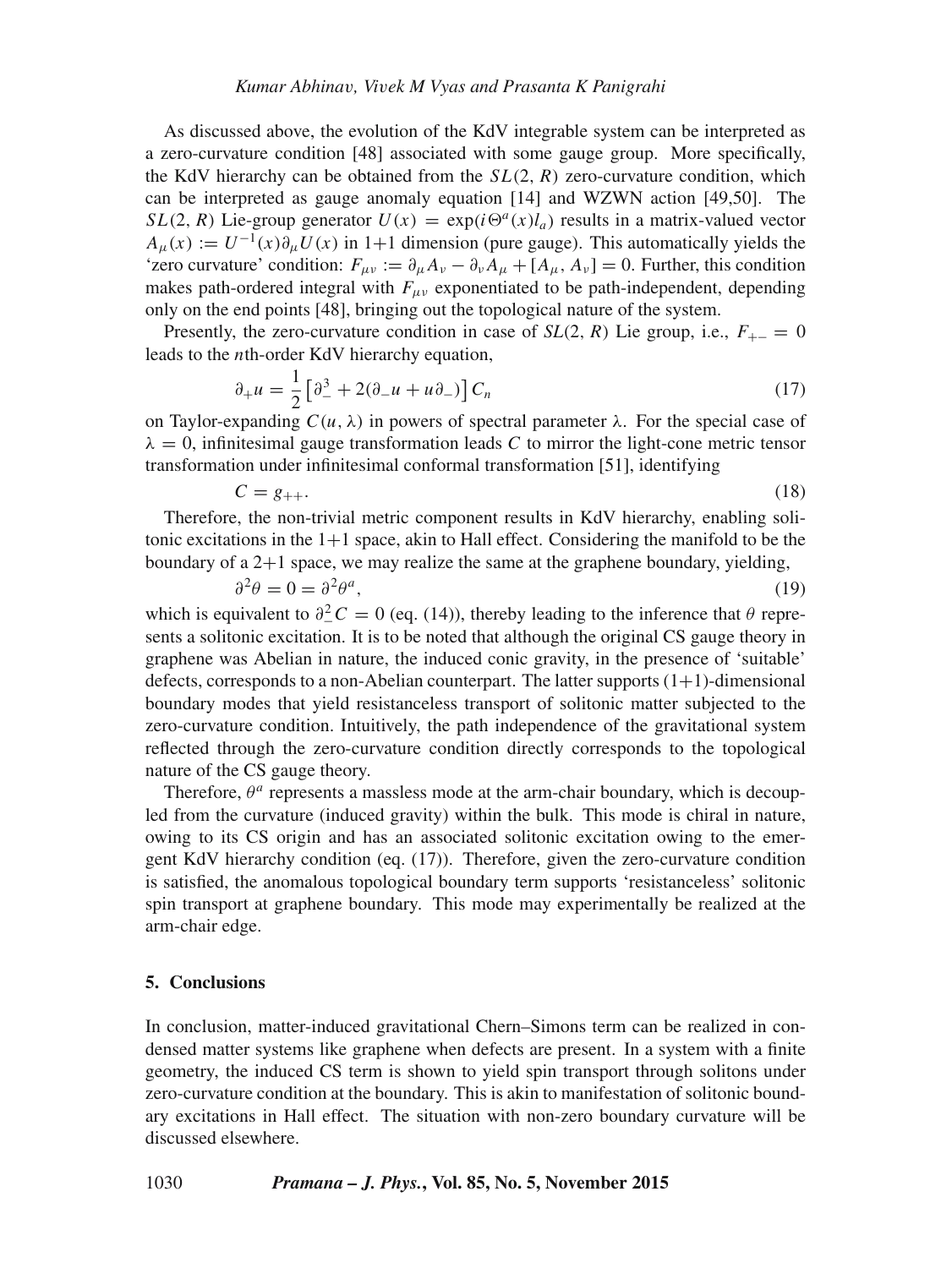As discussed above, the evolution of the KdV integrable system can be interpreted as a zero-curvature condition [48] associated with some gauge group. More specifically, the KdV hierarchy can be obtained from the $SL(2, R)$ zero-curvature condition, which can be interpreted as gauge anomaly equation [14] and WZWN action [49,50]. The $SL(2, R)$ Lie-group generator $U(x) = \exp(i\Theta^a(x)l_a)$ results in a matrix-valued vector $A_\mu(x) := U^{-1}(x)\partial_\mu U(x)$ in 1+1 dimension (pure gauge). This automatically yields the 'zero curvature' condition: $F_{\mu\nu} := \partial_\mu A_\nu - \partial_\nu A_\mu + [A_\mu, A_\nu] = 0$. Further, this condition makes path-ordered integral with $F_{\mu\nu}$ exponentiated to be path-independent, depending only on the end points [48], bringing out the topological nature of the system.

Presently, the zero-curvature condition in case of $SL(2, R)$ Lie group, i.e., $F_{+-} = 0$ leads to the $n$th-order KdV hierarchy equation,

$$\partial_+ u = \frac{1}{2}\left[\partial_-^3 + 2(\partial_- u + u\partial_-)\right] C_n \tag{17}$$

on Taylor-expanding $C(u, \lambda)$ in powers of spectral parameter $\lambda$. For the special case of $\lambda = 0$, infinitesimal gauge transformation leads $C$ to mirror the light-cone metric tensor transformation under infinitesimal conformal transformation [51], identifying

$$C = g_{++}. \tag{18}$$

Therefore, the non-trivial metric component results in KdV hierarchy, enabling solitonic excitations in the 1+1 space, akin to Hall effect. Considering the manifold to be the boundary of a 2+1 space, we may realize the same at the graphene boundary, yielding,

$$\partial^2\theta = 0 = \partial^2\theta^a, \tag{19}$$

which is equivalent to $\partial_-^2 C = 0$ (eq. (14)), thereby leading to the inference that $\theta$ represents a solitonic excitation. It is to be noted that although the original CS gauge theory in graphene was Abelian in nature, the induced conic gravity, in the presence of 'suitable' defects, corresponds to a non-Abelian counterpart. The latter supports (1+1)-dimensional boundary modes that yield resistanceless transport of solitonic matter subjected to the zero-curvature condition. Intuitively, the path independence of the gravitational system reflected through the zero-curvature condition directly corresponds to the topological nature of the CS gauge theory.

Therefore, $\theta^a$ represents a massless mode at the arm-chair boundary, which is decoupled from the curvature (induced gravity) within the bulk. This mode is chiral in nature, owing to its CS origin and has an associated solitonic excitation owing to the emergent KdV hierarchy condition (eq. (17)). Therefore, given the zero-curvature condition is satisfied, the anomalous topological boundary term supports 'resistanceless' solitonic spin transport at graphene boundary. This mode may experimentally be realized at the arm-chair edge.

## 5. Conclusions

In conclusion, matter-induced gravitational Chern–Simons term can be realized in condensed matter systems like graphene when defects are present. In a system with a finite geometry, the induced CS term is shown to yield spin transport through solitons under zero-curvature condition at the boundary. This is akin to manifestation of solitonic boundary excitations in Hall effect. The situation with non-zero boundary curvature will be discussed elsewhere.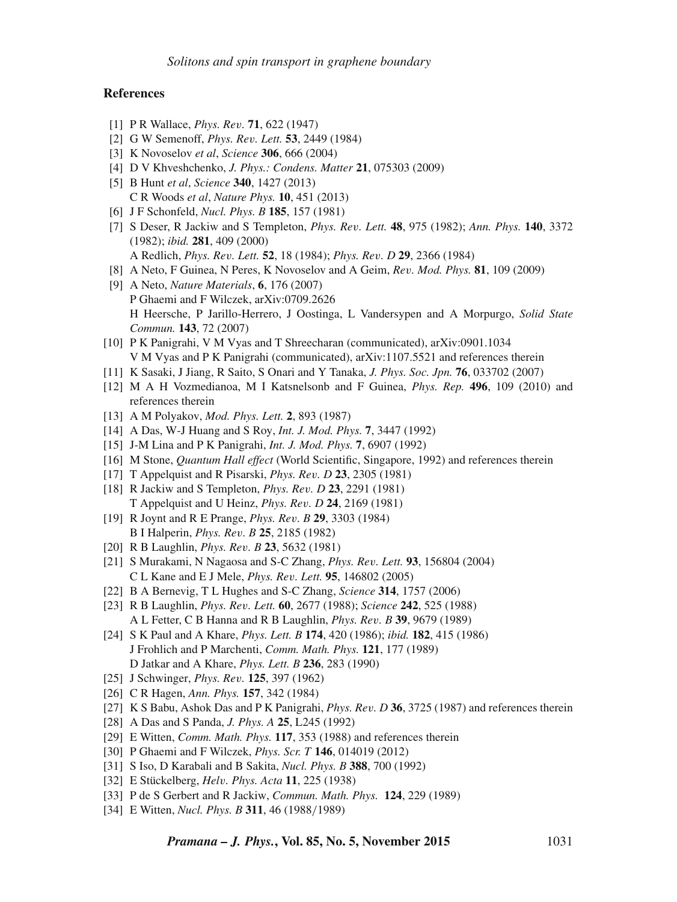## References

[1] P R Wallace, *Phys. Rev.* **71**, 622 (1947)

[2] G W Semenoff, *Phys. Rev. Lett.* **53**, 2449 (1984)

[3] K Novoselov *et al*, *Science* **306**, 666 (2004)

[4] D V Khveshchenko, *J. Phys.: Condens. Matter* **21**, 075303 (2009)

[5] B Hunt *et al*, *Science* **340**, 1427 (2013)
C R Woods *et al*, *Nature Phys.* **10**, 451 (2013)

[6] J F Schonfeld, *Nucl. Phys. B* **185**, 157 (1981)

[7] S Deser, R Jackiw and S Templeton, *Phys. Rev. Lett.* **48**, 975 (1982); *Ann. Phys.* **140**, 3372 (1982); *ibid.* **281**, 409 (2000)
A Redlich, *Phys. Rev. Lett.* **52**, 18 (1984); *Phys. Rev. D* **29**, 2366 (1984)

[8] A Neto, F Guinea, N Peres, K Novoselov and A Geim, *Rev. Mod. Phys.* **81**, 109 (2009)

[9] A Neto, *Nature Materials*, **6**, 176 (2007)
P Ghaemi and F Wilczek, arXiv:0709.2626
H Heersche, P Jarillo-Herrero, J Oostinga, L Vandersypen and A Morpurgo, *Solid State Commun.* **143**, 72 (2007)

[10] P K Panigrahi, V M Vyas and T Shreecharan (communicated), arXiv:0901.1034
V M Vyas and P K Panigrahi (communicated), arXiv:1107.5521 and references therein

[11] K Sasaki, J Jiang, R Saito, S Onari and Y Tanaka, *J. Phys. Soc. Jpn.* **76**, 033702 (2007)

[12] M A H Vozmedianoa, M I Katsnelsonb and F Guinea, *Phys. Rep.* **496**, 109 (2010) and references therein

[13] A M Polyakov, *Mod. Phys. Lett.* **2**, 893 (1987)

[14] A Das, W-J Huang and S Roy, *Int. J. Mod. Phys.* **7**, 3447 (1992)

[15] J-M Lina and P K Panigrahi, *Int. J. Mod. Phys.* **7**, 6907 (1992)

[16] M Stone, *Quantum Hall effect* (World Scientific, Singapore, 1992) and references therein

[17] T Appelquist and R Pisarski, *Phys. Rev. D* **23**, 2305 (1981)

[18] R Jackiw and S Templeton, *Phys. Rev. D* **23**, 2291 (1981)
T Appelquist and U Heinz, *Phys. Rev. D* **24**, 2169 (1981)

[19] R Joynt and R E Prange, *Phys. Rev. B* **29**, 3303 (1984)
B I Halperin, *Phys. Rev. B* **25**, 2185 (1982)

[20] R B Laughlin, *Phys. Rev. B* **23**, 5632 (1981)

[21] S Murakami, N Nagaosa and S-C Zhang, *Phys. Rev. Lett.* **93**, 156804 (2004)
C L Kane and E J Mele, *Phys. Rev. Lett.* **95**, 146802 (2005)

[22] B A Bernevig, T L Hughes and S-C Zhang, *Science* **314**, 1757 (2006)

[23] R B Laughlin, *Phys. Rev. Lett.* **60**, 2677 (1988); *Science* **242**, 525 (1988)
A L Fetter, C B Hanna and R B Laughlin, *Phys. Rev. B* **39**, 9679 (1989)

[24] S K Paul and A Khare, *Phys. Lett. B* **174**, 420 (1986); *ibid.* **182**, 415 (1986)
J Frohlich and P Marchenti, *Comm. Math. Phys.* **121**, 177 (1989)
D Jatkar and A Khare, *Phys. Lett. B* **236**, 283 (1990)

[25] J Schwinger, *Phys. Rev.* **125**, 397 (1962)

[26] C R Hagen, *Ann. Phys.* **157**, 342 (1984)

[27] K S Babu, Ashok Das and P K Panigrahi, *Phys. Rev. D* **36**, 3725 (1987) and references therein

[28] A Das and S Panda, *J. Phys. A* **25**, L245 (1992)

[29] E Witten, *Comm. Math. Phys.* **117**, 353 (1988) and references therein

[30] P Ghaemi and F Wilczek, *Phys. Scr. T* **146**, 014019 (2012)

[31] S Iso, D Karabali and B Sakita, *Nucl. Phys. B* **388**, 700 (1992)

[32] E Stückelberg, *Helv. Phys. Acta* **11**, 225 (1938)

[33] P de S Gerbert and R Jackiw, *Commun. Math. Phys.* **124**, 229 (1989)

[34] E Witten, *Nucl. Phys. B* **311**, 46 (1988/1989)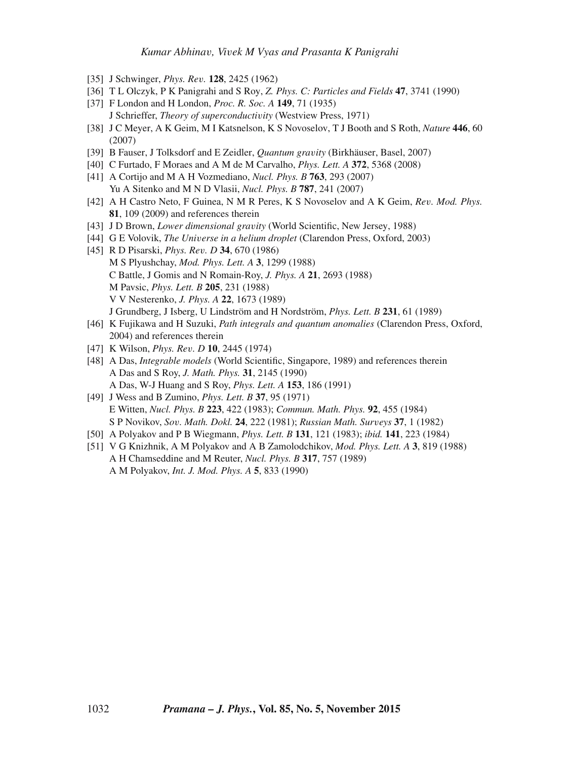[35] J Schwinger, *Phys. Rev.* **128**, 2425 (1962)

[36] T L Olczyk, P K Panigrahi and S Roy, *Z. Phys. C: Particles and Fields* **47**, 3741 (1990)

[37] F London and H London, *Proc. R. Soc. A* **149**, 71 (1935)
J Schrieffer, *Theory of superconductivity* (Westview Press, 1971)

[38] J C Meyer, A K Geim, M I Katsnelson, K S Novoselov, T J Booth and S Roth, *Nature* **446**, 60 (2007)

[39] B Fauser, J Tolksdorf and E Zeidler, *Quantum gravity* (Birkhäuser, Basel, 2007)

[40] C Furtado, F Moraes and A M de M Carvalho, *Phys. Lett. A* **372**, 5368 (2008)

[41] A Cortijo and M A H Vozmediano, *Nucl. Phys. B* **763**, 293 (2007)
Yu A Sitenko and M N D Vlasii, *Nucl. Phys. B* **787**, 241 (2007)

[42] A H Castro Neto, F Guinea, N M R Peres, K S Novoselov and A K Geim, *Rev. Mod. Phys.* **81**, 109 (2009) and references therein

[43] J D Brown, *Lower dimensional gravity* (World Scientific, New Jersey, 1988)

[44] G E Volovik, *The Universe in a helium droplet* (Clarendon Press, Oxford, 2003)

[45] R D Pisarski, *Phys. Rev. D* **34**, 670 (1986)
M S Plyushchay, *Mod. Phys. Lett. A* **3**, 1299 (1988)
C Battle, J Gomis and N Romain-Roy, *J. Phys. A* **21**, 2693 (1988)
M Pavsic, *Phys. Lett. B* **205**, 231 (1988)
V V Nesterenko, *J. Phys. A* **22**, 1673 (1989)
J Grundberg, J Isberg, U Lindström and H Nordström, *Phys. Lett. B* **231**, 61 (1989)

[46] K Fujikawa and H Suzuki, *Path integrals and quantum anomalies* (Clarendon Press, Oxford, 2004) and references therein

[47] K Wilson, *Phys. Rev. D* **10**, 2445 (1974)

[48] A Das, *Integrable models* (World Scientific, Singapore, 1989) and references therein
A Das and S Roy, *J. Math. Phys.* **31**, 2145 (1990)
A Das, W-J Huang and S Roy, *Phys. Lett. A* **153**, 186 (1991)

[49] J Wess and B Zumino, *Phys. Lett. B* **37**, 95 (1971)
E Witten, *Nucl. Phys. B* **223**, 422 (1983); *Commun. Math. Phys.* **92**, 455 (1984)
S P Novikov, *Sov. Math. Dokl.* **24**, 222 (1981); *Russian Math. Surveys* **37**, 1 (1982)

[50] A Polyakov and P B Wiegmann, *Phys. Lett. B* **131**, 121 (1983); *ibid.* **141**, 223 (1984)

[51] V G Knizhnik, A M Polyakov and A B Zamolodchikov, *Mod. Phys. Lett. A* **3**, 819 (1988)
A H Chamseddine and M Reuter, *Nucl. Phys. B* **317**, 757 (1989)
A M Polyakov, *Int. J. Mod. Phys. A* **5**, 833 (1990)